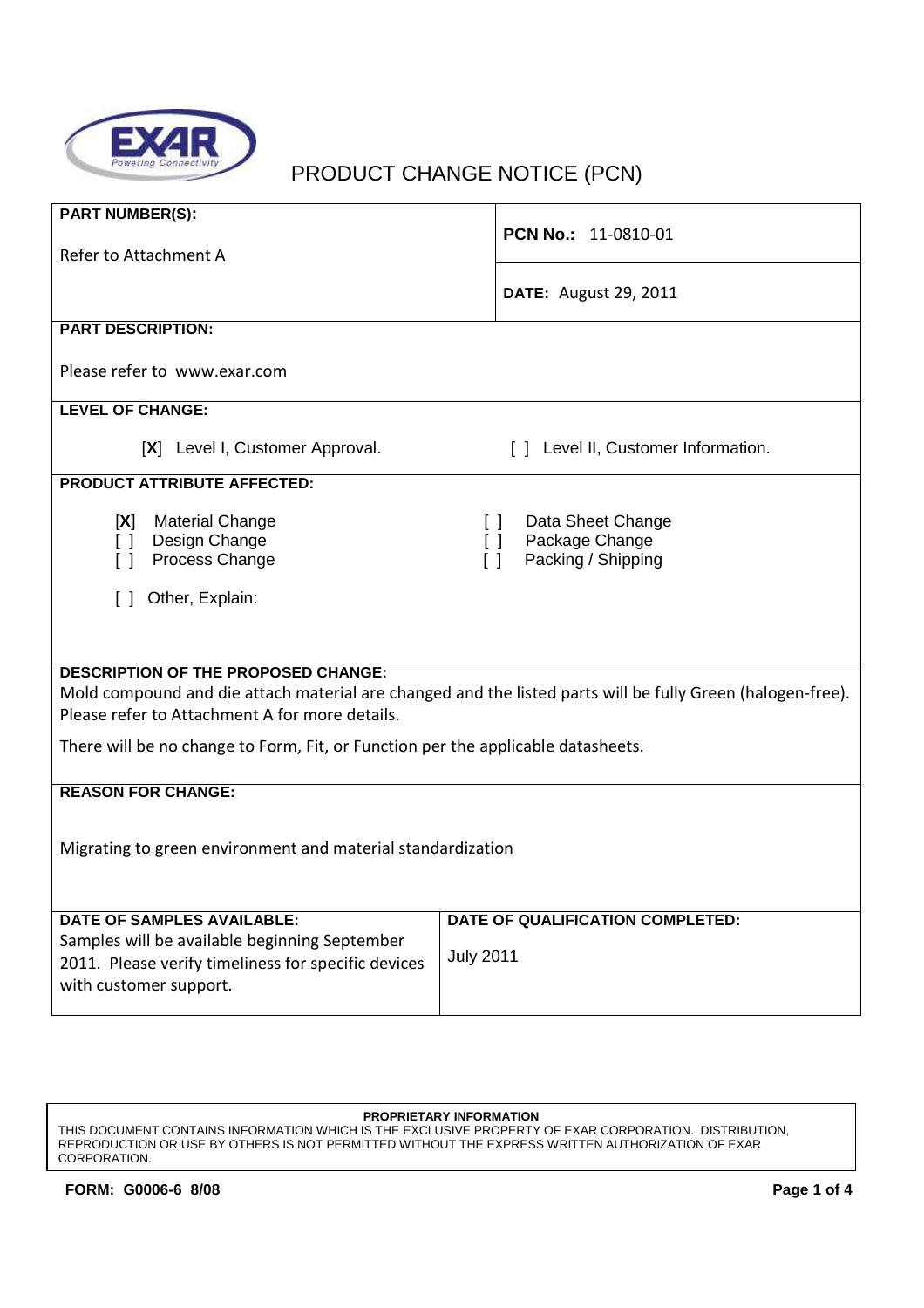# PRODUCT CHANGE NOTICE (PCN)

**PART NUMBER(S):**

Refer to Attachment A

**PCN No.:** 11-0810-01

**DATE:** August 29, 2011

**PART DESCRIPTION:**

Please refer to www.exar.com

**LEVEL OF CHANGE:**

[X] Level I, Customer Approval.

[ ] Level II, Customer Information.

**PRODUCT ATTRIBUTE AFFECTED:**

- [X] Material Change
- [ ] Design Change
- [ ] Process Change
- [ ] Data Sheet Change
- [ ] Package Change
- [ ] Packing / Shipping
- [ ] Other, Explain:

**DESCRIPTION OF THE PROPOSED CHANGE:**

Mold compound and die attach material are changed and the listed parts will be fully Green (halogen-free). Please refer to Attachment A for more details.

There will be no change to Form, Fit, or Function per the applicable datasheets.

**REASON FOR CHANGE:**

Migrating to green environment and material standardization

**DATE OF SAMPLES AVAILABLE:**

Samples will be available beginning September 2011. Please verify timeliness for specific devices with customer support.

**DATE OF QUALIFICATION COMPLETED:**

July 2011

**PROPRIETARY INFORMATION**

THIS DOCUMENT CONTAINS INFORMATION WHICH IS THE EXCLUSIVE PROPERTY OF EXAR CORPORATION. DISTRIBUTION, REPRODUCTION OR USE BY OTHERS IS NOT PERMITTED WITHOUT THE EXPRESS WRITTEN AUTHORIZATION OF EXAR CORPORATION.

**FORM: G0006-6 8/08**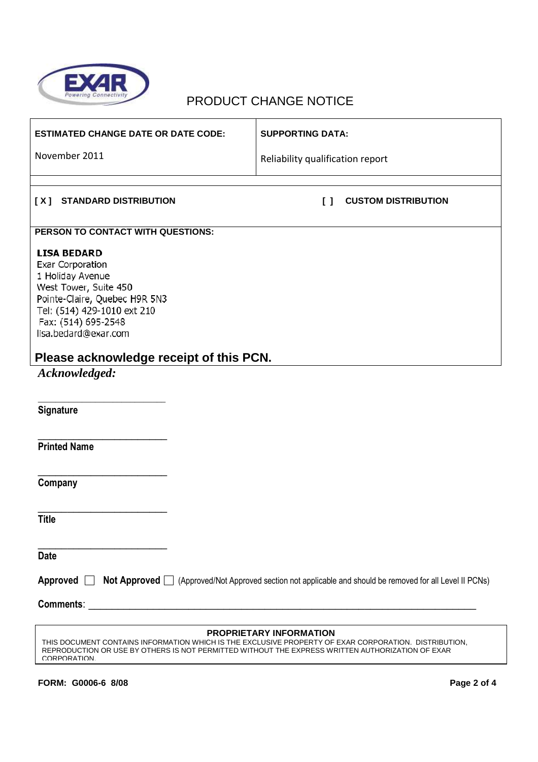# PRODUCT CHANGE NOTICE

| ESTIMATED CHANGE DATE OR DATE CODE: | SUPPORTING DATA: |
|---|---|
| November 2011 | Reliability qualification report |

**[ X ] STANDARD DISTRIBUTION** **[ ] CUSTOM DISTRIBUTION**

**PERSON TO CONTACT WITH QUESTIONS:**

**LISA BEDARD**
Exar Corporation
1 Holiday Avenue
West Tower, Suite 450
Pointe-Claire, Quebec H9R 5N3
Tel: (514) 429-1010 ext 210
Fax: (514) 695-2548
lisa.bedard@exar.com

## Please acknowledge receipt of this PCN.

***Acknowledged:***

\_\_\_\_\_\_\_\_\_\_\_\_\_\_\_\_\_\_\_\_\_\_\_\_\_\_
**Signature**

\_\_\_\_\_\_\_\_\_\_\_\_\_\_\_\_\_\_\_\_\_\_\_\_\_\_
**Printed Name**

\_\_\_\_\_\_\_\_\_\_\_\_\_\_\_\_\_\_\_\_\_\_\_\_\_\_
**Company**

\_\_\_\_\_\_\_\_\_\_\_\_\_\_\_\_\_\_\_\_\_\_\_\_\_\_
**Title**

\_\_\_\_\_\_\_\_\_\_\_\_\_\_\_\_\_\_\_\_\_\_\_\_\_\_
**Date**

**Approved** ☐ **Not Approved** ☐ (Approved/Not Approved section not applicable and should be removed for all Level II PCNs)

**Comments**: \_\_\_\_\_\_\_\_\_\_\_\_\_\_\_\_\_\_\_\_\_\_\_\_\_\_\_\_\_\_\_\_\_\_\_\_\_\_\_\_\_\_\_\_\_\_\_\_\_\_\_\_\_\_\_\_\_\_\_\_\_\_\_\_\_\_\_\_\_\_\_\_\_\_\_\_

**PROPRIETARY INFORMATION**

THIS DOCUMENT CONTAINS INFORMATION WHICH IS THE EXCLUSIVE PROPERTY OF EXAR CORPORATION. DISTRIBUTION, REPRODUCTION OR USE BY OTHERS IS NOT PERMITTED WITHOUT THE EXPRESS WRITTEN AUTHORIZATION OF EXAR CORPORATION.

**FORM: G0006-6 8/08**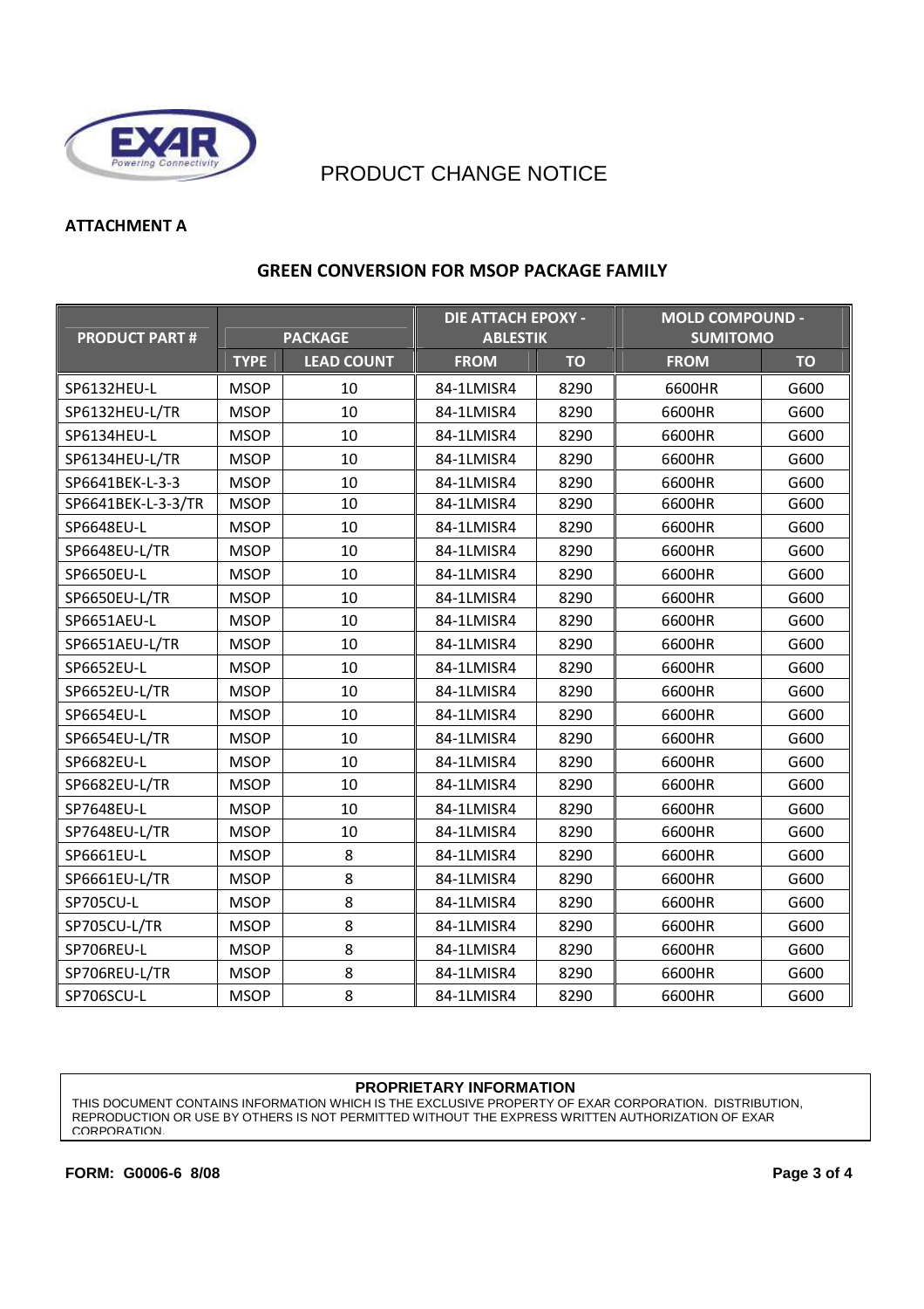# PRODUCT CHANGE NOTICE

**ATTACHMENT A**

## GREEN CONVERSION FOR MSOP PACKAGE FAMILY

| PRODUCT PART # | PACKAGE | | DIE ATTACH EPOXY - ABLESTIK | | MOLD COMPOUND - SUMITOMO | |
|---|---|---|---|---|---|---|
| | TYPE | LEAD COUNT | FROM | TO | FROM | TO |
| SP6132HEU-L | MSOP | 10 | 84-1LMISR4 | 8290 | 6600HR | G600 |
| SP6132HEU-L/TR | MSOP | 10 | 84-1LMISR4 | 8290 | 6600HR | G600 |
| SP6134HEU-L | MSOP | 10 | 84-1LMISR4 | 8290 | 6600HR | G600 |
| SP6134HEU-L/TR | MSOP | 10 | 84-1LMISR4 | 8290 | 6600HR | G600 |
| SP6641BEK-L-3-3 | MSOP | 10 | 84-1LMISR4 | 8290 | 6600HR | G600 |
| SP6641BEK-L-3-3/TR | MSOP | 10 | 84-1LMISR4 | 8290 | 6600HR | G600 |
| SP6648EU-L | MSOP | 10 | 84-1LMISR4 | 8290 | 6600HR | G600 |
| SP6648EU-L/TR | MSOP | 10 | 84-1LMISR4 | 8290 | 6600HR | G600 |
| SP6650EU-L | MSOP | 10 | 84-1LMISR4 | 8290 | 6600HR | G600 |
| SP6650EU-L/TR | MSOP | 10 | 84-1LMISR4 | 8290 | 6600HR | G600 |
| SP6651AEU-L | MSOP | 10 | 84-1LMISR4 | 8290 | 6600HR | G600 |
| SP6651AEU-L/TR | MSOP | 10 | 84-1LMISR4 | 8290 | 6600HR | G600 |
| SP6652EU-L | MSOP | 10 | 84-1LMISR4 | 8290 | 6600HR | G600 |
| SP6652EU-L/TR | MSOP | 10 | 84-1LMISR4 | 8290 | 6600HR | G600 |
| SP6654EU-L | MSOP | 10 | 84-1LMISR4 | 8290 | 6600HR | G600 |
| SP6654EU-L/TR | MSOP | 10 | 84-1LMISR4 | 8290 | 6600HR | G600 |
| SP6682EU-L | MSOP | 10 | 84-1LMISR4 | 8290 | 6600HR | G600 |
| SP6682EU-L/TR | MSOP | 10 | 84-1LMISR4 | 8290 | 6600HR | G600 |
| SP7648EU-L | MSOP | 10 | 84-1LMISR4 | 8290 | 6600HR | G600 |
| SP7648EU-L/TR | MSOP | 10 | 84-1LMISR4 | 8290 | 6600HR | G600 |
| SP6661EU-L | MSOP | 8 | 84-1LMISR4 | 8290 | 6600HR | G600 |
| SP6661EU-L/TR | MSOP | 8 | 84-1LMISR4 | 8290 | 6600HR | G600 |
| SP705CU-L | MSOP | 8 | 84-1LMISR4 | 8290 | 6600HR | G600 |
| SP705CU-L/TR | MSOP | 8 | 84-1LMISR4 | 8290 | 6600HR | G600 |
| SP706REU-L | MSOP | 8 | 84-1LMISR4 | 8290 | 6600HR | G600 |
| SP706REU-L/TR | MSOP | 8 | 84-1LMISR4 | 8290 | 6600HR | G600 |
| SP706SCU-L | MSOP | 8 | 84-1LMISR4 | 8290 | 6600HR | G600 |

**PROPRIETARY INFORMATION**

THIS DOCUMENT CONTAINS INFORMATION WHICH IS THE EXCLUSIVE PROPERTY OF EXAR CORPORATION. DISTRIBUTION, REPRODUCTION OR USE BY OTHERS IS NOT PERMITTED WITHOUT THE EXPRESS WRITTEN AUTHORIZATION OF EXAR CORPORATION.

**FORM: G0006-6 8/08**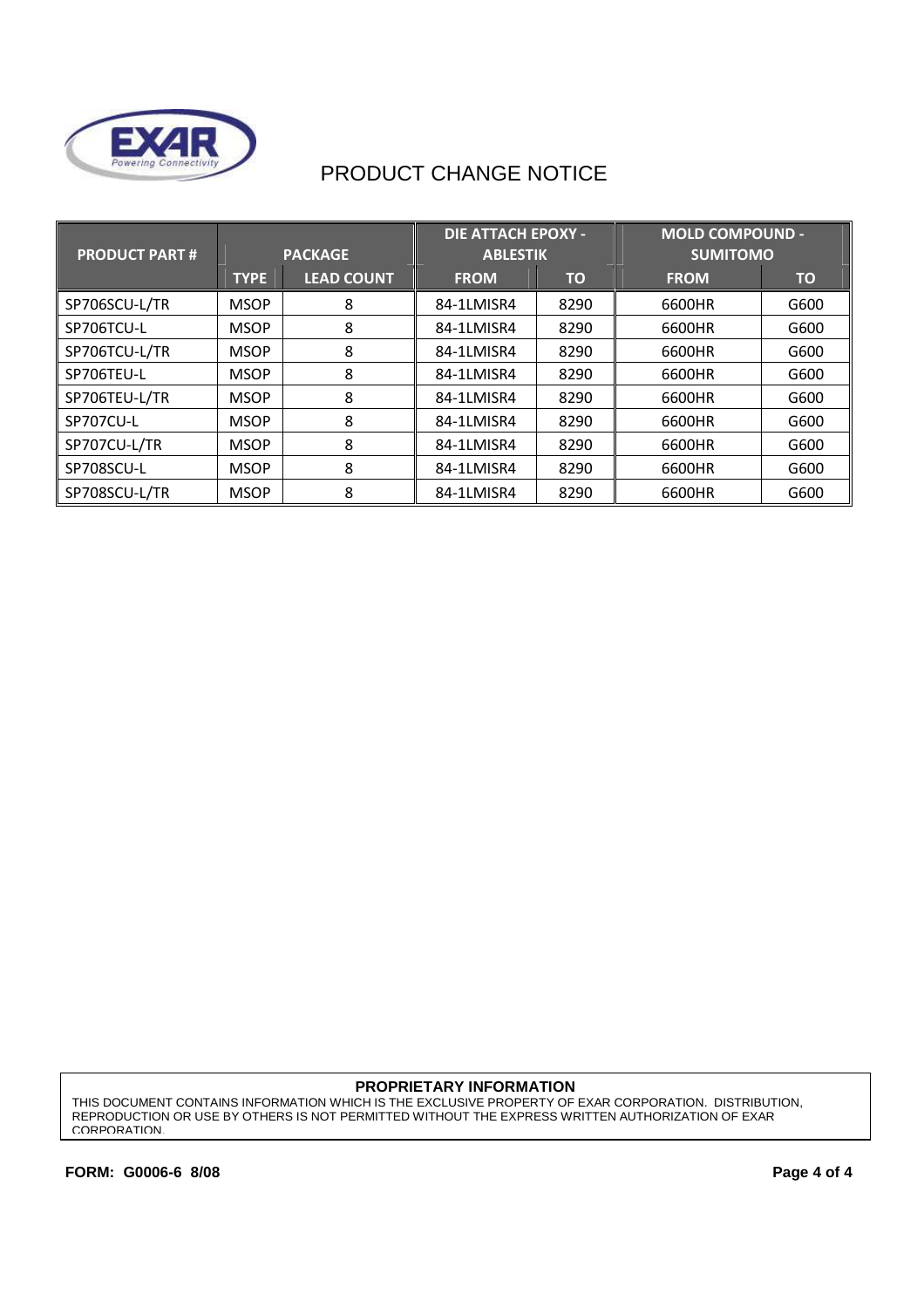# PRODUCT CHANGE NOTICE

| PRODUCT PART # | PACKAGE | | DIE ATTACH EPOXY - ABLESTIK | | MOLD COMPOUND - SUMITOMO | |
|---|---|---|---|---|---|---|
| | TYPE | LEAD COUNT | FROM | TO | FROM | TO |
| SP706SCU-L/TR | MSOP | 8 | 84-1LMISR4 | 8290 | 6600HR | G600 |
| SP706TCU-L | MSOP | 8 | 84-1LMISR4 | 8290 | 6600HR | G600 |
| SP706TCU-L/TR | MSOP | 8 | 84-1LMISR4 | 8290 | 6600HR | G600 |
| SP706TEU-L | MSOP | 8 | 84-1LMISR4 | 8290 | 6600HR | G600 |
| SP706TEU-L/TR | MSOP | 8 | 84-1LMISR4 | 8290 | 6600HR | G600 |
| SP707CU-L | MSOP | 8 | 84-1LMISR4 | 8290 | 6600HR | G600 |
| SP707CU-L/TR | MSOP | 8 | 84-1LMISR4 | 8290 | 6600HR | G600 |
| SP708SCU-L | MSOP | 8 | 84-1LMISR4 | 8290 | 6600HR | G600 |
| SP708SCU-L/TR | MSOP | 8 | 84-1LMISR4 | 8290 | 6600HR | G600 |

**PROPRIETARY INFORMATION**

THIS DOCUMENT CONTAINS INFORMATION WHICH IS THE EXCLUSIVE PROPERTY OF EXAR CORPORATION. DISTRIBUTION, REPRODUCTION OR USE BY OTHERS IS NOT PERMITTED WITHOUT THE EXPRESS WRITTEN AUTHORIZATION OF EXAR CORPORATION.

**FORM: G0006-6 8/08**